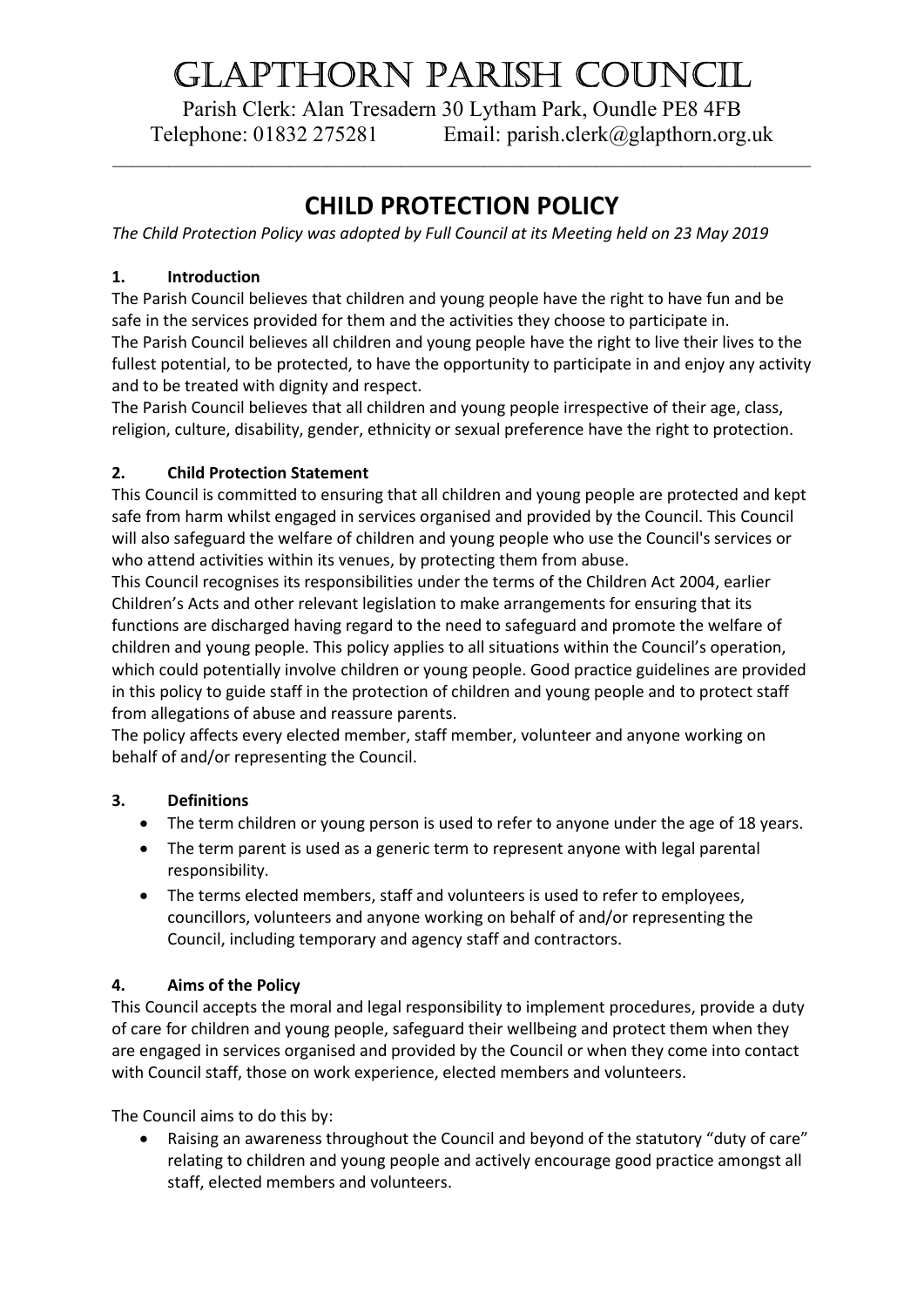# GLAPTHORN PARISH COUNCIL

Parish Clerk: Alan Tresadern 30 Lytham Park, Oundle PE8 4FB
Telephone: 01832 275281 Email: parish.clerk@glapthorn.org.uk

---

## CHILD PROTECTION POLICY

*The Child Protection Policy was adopted by Full Council at its Meeting held on 23 May 2019*

### 1. Introduction

The Parish Council believes that children and young people have the right to have fun and be safe in the services provided for them and the activities they choose to participate in.
The Parish Council believes all children and young people have the right to live their lives to the fullest potential, to be protected, to have the opportunity to participate in and enjoy any activity and to be treated with dignity and respect.
The Parish Council believes that all children and young people irrespective of their age, class, religion, culture, disability, gender, ethnicity or sexual preference have the right to protection.

### 2. Child Protection Statement

This Council is committed to ensuring that all children and young people are protected and kept safe from harm whilst engaged in services organised and provided by the Council. This Council will also safeguard the welfare of children and young people who use the Council's services or who attend activities within its venues, by protecting them from abuse.
This Council recognises its responsibilities under the terms of the Children Act 2004, earlier Children's Acts and other relevant legislation to make arrangements for ensuring that its functions are discharged having regard to the need to safeguard and promote the welfare of children and young people. This policy applies to all situations within the Council's operation, which could potentially involve children or young people. Good practice guidelines are provided in this policy to guide staff in the protection of children and young people and to protect staff from allegations of abuse and reassure parents.
The policy affects every elected member, staff member, volunteer and anyone working on behalf of and/or representing the Council.

### 3. Definitions

- The term children or young person is used to refer to anyone under the age of 18 years.
- The term parent is used as a generic term to represent anyone with legal parental responsibility.
- The terms elected members, staff and volunteers is used to refer to employees, councillors, volunteers and anyone working on behalf of and/or representing the Council, including temporary and agency staff and contractors.

### 4. Aims of the Policy

This Council accepts the moral and legal responsibility to implement procedures, provide a duty of care for children and young people, safeguard their wellbeing and protect them when they are engaged in services organised and provided by the Council or when they come into contact with Council staff, those on work experience, elected members and volunteers.

The Council aims to do this by:

- Raising an awareness throughout the Council and beyond of the statutory "duty of care" relating to children and young people and actively encourage good practice amongst all staff, elected members and volunteers.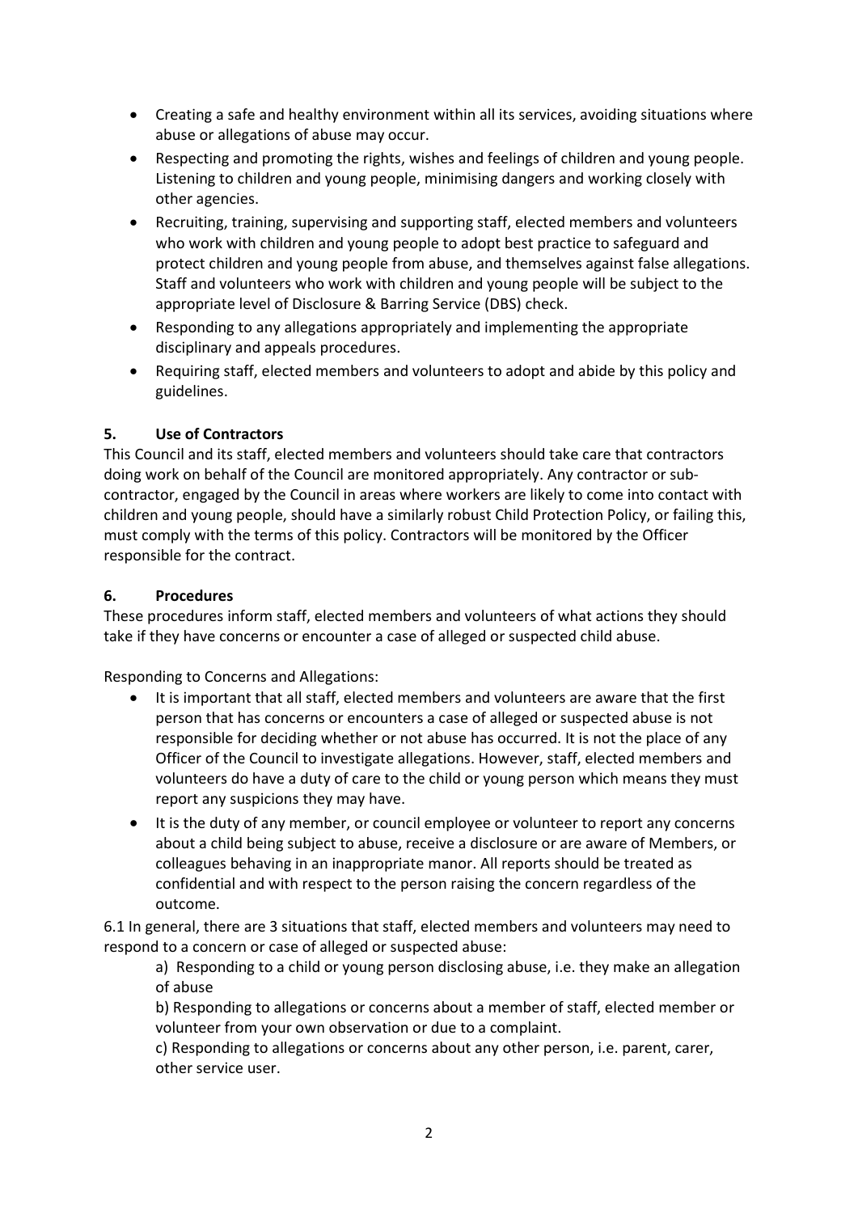- Creating a safe and healthy environment within all its services, avoiding situations where abuse or allegations of abuse may occur.
- Respecting and promoting the rights, wishes and feelings of children and young people. Listening to children and young people, minimising dangers and working closely with other agencies.
- Recruiting, training, supervising and supporting staff, elected members and volunteers who work with children and young people to adopt best practice to safeguard and protect children and young people from abuse, and themselves against false allegations. Staff and volunteers who work with children and young people will be subject to the appropriate level of Disclosure & Barring Service (DBS) check.
- Responding to any allegations appropriately and implementing the appropriate disciplinary and appeals procedures.
- Requiring staff, elected members and volunteers to adopt and abide by this policy and guidelines.

## 5. Use of Contractors

This Council and its staff, elected members and volunteers should take care that contractors doing work on behalf of the Council are monitored appropriately. Any contractor or sub-contractor, engaged by the Council in areas where workers are likely to come into contact with children and young people, should have a similarly robust Child Protection Policy, or failing this, must comply with the terms of this policy. Contractors will be monitored by the Officer responsible for the contract.

## 6. Procedures

These procedures inform staff, elected members and volunteers of what actions they should take if they have concerns or encounter a case of alleged or suspected child abuse.

Responding to Concerns and Allegations:

- It is important that all staff, elected members and volunteers are aware that the first person that has concerns or encounters a case of alleged or suspected abuse is not responsible for deciding whether or not abuse has occurred. It is not the place of any Officer of the Council to investigate allegations. However, staff, elected members and volunteers do have a duty of care to the child or young person which means they must report any suspicions they may have.
- It is the duty of any member, or council employee or volunteer to report any concerns about a child being subject to abuse, receive a disclosure or are aware of Members, or colleagues behaving in an inappropriate manor. All reports should be treated as confidential and with respect to the person raising the concern regardless of the outcome.

6.1 In general, there are 3 situations that staff, elected members and volunteers may need to respond to a concern or case of alleged or suspected abuse:

a) Responding to a child or young person disclosing abuse, i.e. they make an allegation of abuse

b) Responding to allegations or concerns about a member of staff, elected member or volunteer from your own observation or due to a complaint.

c) Responding to allegations or concerns about any other person, i.e. parent, carer, other service user.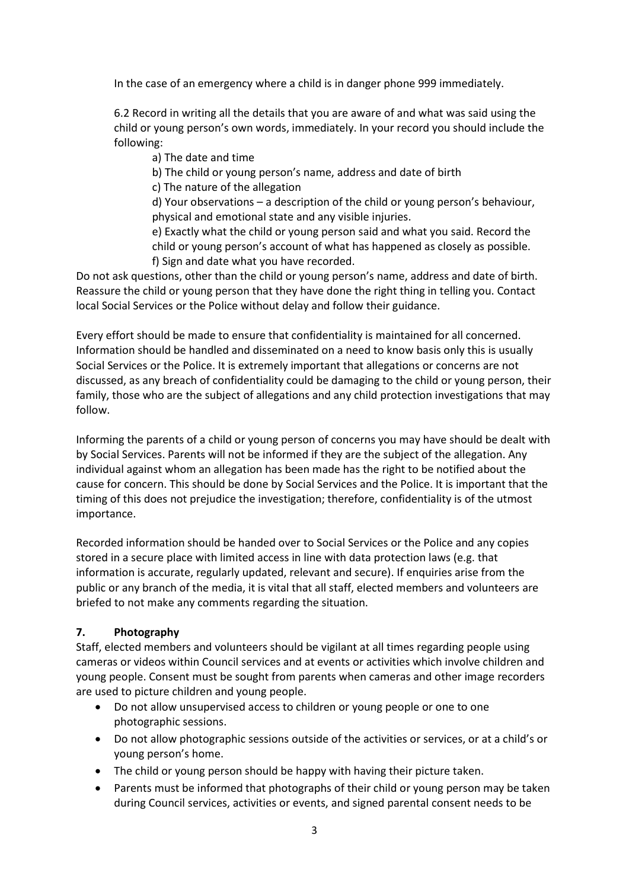In the case of an emergency where a child is in danger phone 999 immediately.

6.2 Record in writing all the details that you are aware of and what was said using the child or young person's own words, immediately. In your record you should include the following:

a) The date and time  
b) The child or young person's name, address and date of birth  
c) The nature of the allegation  
d) Your observations – a description of the child or young person's behaviour, physical and emotional state and any visible injuries.  
e) Exactly what the child or young person said and what you said. Record the child or young person's account of what has happened as closely as possible.  
f) Sign and date what you have recorded.

Do not ask questions, other than the child or young person's name, address and date of birth. Reassure the child or young person that they have done the right thing in telling you. Contact local Social Services or the Police without delay and follow their guidance.

Every effort should be made to ensure that confidentiality is maintained for all concerned. Information should be handled and disseminated on a need to know basis only this is usually Social Services or the Police. It is extremely important that allegations or concerns are not discussed, as any breach of confidentiality could be damaging to the child or young person, their family, those who are the subject of allegations and any child protection investigations that may follow.

Informing the parents of a child or young person of concerns you may have should be dealt with by Social Services. Parents will not be informed if they are the subject of the allegation. Any individual against whom an allegation has been made has the right to be notified about the cause for concern. This should be done by Social Services and the Police. It is important that the timing of this does not prejudice the investigation; therefore, confidentiality is of the utmost importance.

Recorded information should be handed over to Social Services or the Police and any copies stored in a secure place with limited access in line with data protection laws (e.g. that information is accurate, regularly updated, relevant and secure). If enquiries arise from the public or any branch of the media, it is vital that all staff, elected members and volunteers are briefed to not make any comments regarding the situation.

## 7. Photography

Staff, elected members and volunteers should be vigilant at all times regarding people using cameras or videos within Council services and at events or activities which involve children and young people. Consent must be sought from parents when cameras and other image recorders are used to picture children and young people.

- Do not allow unsupervised access to children or young people or one to one photographic sessions.
- Do not allow photographic sessions outside of the activities or services, or at a child's or young person's home.
- The child or young person should be happy with having their picture taken.
- Parents must be informed that photographs of their child or young person may be taken during Council services, activities or events, and signed parental consent needs to be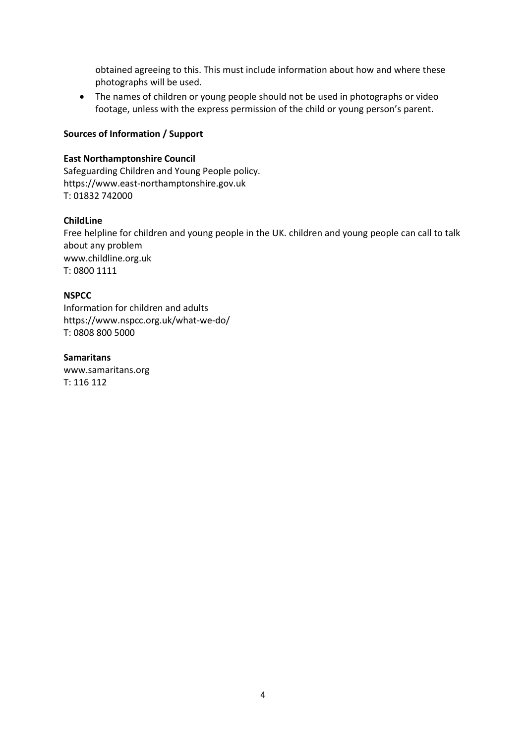obtained agreeing to this. This must include information about how and where these photographs will be used.

- The names of children or young people should not be used in photographs or video footage, unless with the express permission of the child or young person's parent.

**Sources of Information / Support**

**East Northamptonshire Council**
Safeguarding Children and Young People policy.
https://www.east-northamptonshire.gov.uk
T: 01832 742000

**ChildLine**
Free helpline for children and young people in the UK. children and young people can call to talk about any problem
www.childline.org.uk
T: 0800 1111

**NSPCC**
Information for children and adults
https://www.nspcc.org.uk/what-we-do/
T: 0808 800 5000

**Samaritans**
www.samaritans.org
T: 116 112